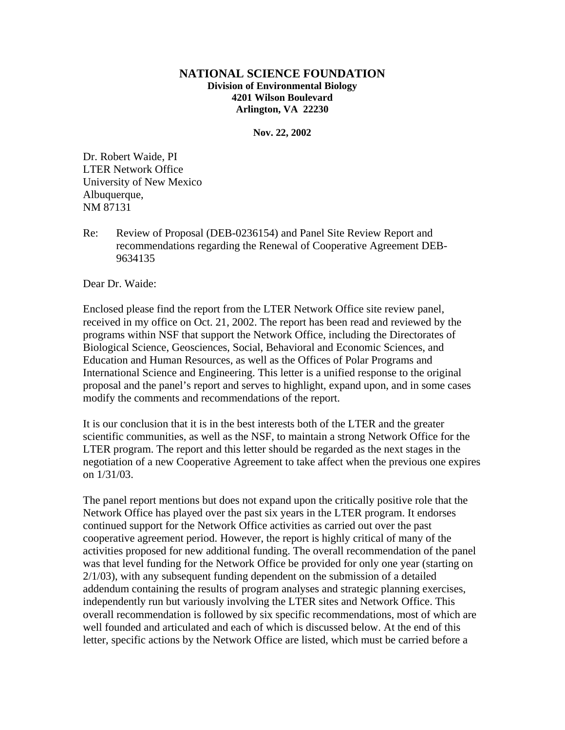**NATIONAL SCIENCE FOUNDATION**
**Division of Environmental Biology**
**4201 Wilson Boulevard**
**Arlington, VA 22230**

**Nov. 22, 2002**

Dr. Robert Waide, PI
LTER Network Office
University of New Mexico
Albuquerque,
NM 87131

Re: Review of Proposal (DEB-0236154) and Panel Site Review Report and recommendations regarding the Renewal of Cooperative Agreement DEB-9634135

Dear Dr. Waide:

Enclosed please find the report from the LTER Network Office site review panel, received in my office on Oct. 21, 2002. The report has been read and reviewed by the programs within NSF that support the Network Office, including the Directorates of Biological Science, Geosciences, Social, Behavioral and Economic Sciences, and Education and Human Resources, as well as the Offices of Polar Programs and International Science and Engineering. This letter is a unified response to the original proposal and the panel's report and serves to highlight, expand upon, and in some cases modify the comments and recommendations of the report.

It is our conclusion that it is in the best interests both of the LTER and the greater scientific communities, as well as the NSF, to maintain a strong Network Office for the LTER program. The report and this letter should be regarded as the next stages in the negotiation of a new Cooperative Agreement to take affect when the previous one expires on 1/31/03.

The panel report mentions but does not expand upon the critically positive role that the Network Office has played over the past six years in the LTER program. It endorses continued support for the Network Office activities as carried out over the past cooperative agreement period. However, the report is highly critical of many of the activities proposed for new additional funding. The overall recommendation of the panel was that level funding for the Network Office be provided for only one year (starting on 2/1/03), with any subsequent funding dependent on the submission of a detailed addendum containing the results of program analyses and strategic planning exercises, independently run but variously involving the LTER sites and Network Office. This overall recommendation is followed by six specific recommendations, most of which are well founded and articulated and each of which is discussed below. At the end of this letter, specific actions by the Network Office are listed, which must be carried before a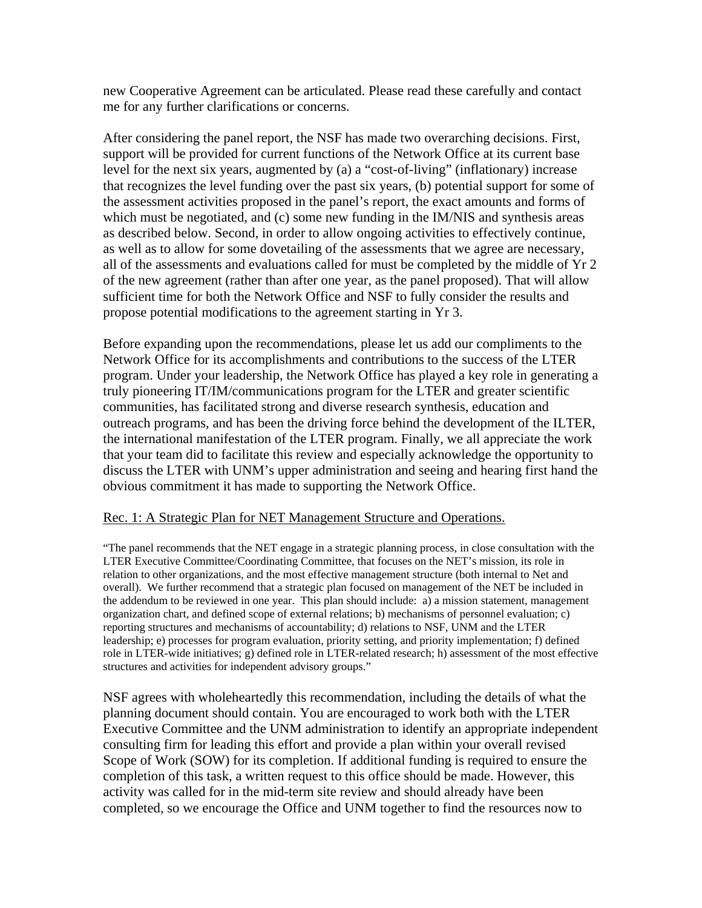new Cooperative Agreement can be articulated. Please read these carefully and contact me for any further clarifications or concerns.

After considering the panel report, the NSF has made two overarching decisions. First, support will be provided for current functions of the Network Office at its current base level for the next six years, augmented by (a) a "cost-of-living" (inflationary) increase that recognizes the level funding over the past six years, (b) potential support for some of the assessment activities proposed in the panel's report, the exact amounts and forms of which must be negotiated, and (c) some new funding in the IM/NIS and synthesis areas as described below. Second, in order to allow ongoing activities to effectively continue, as well as to allow for some dovetailing of the assessments that we agree are necessary, all of the assessments and evaluations called for must be completed by the middle of Yr 2 of the new agreement (rather than after one year, as the panel proposed). That will allow sufficient time for both the Network Office and NSF to fully consider the results and propose potential modifications to the agreement starting in Yr 3.

Before expanding upon the recommendations, please let us add our compliments to the Network Office for its accomplishments and contributions to the success of the LTER program. Under your leadership, the Network Office has played a key role in generating a truly pioneering IT/IM/communications program for the LTER and greater scientific communities, has facilitated strong and diverse research synthesis, education and outreach programs, and has been the driving force behind the development of the ILTER, the international manifestation of the LTER program. Finally, we all appreciate the work that your team did to facilitate this review and especially acknowledge the opportunity to discuss the LTER with UNM's upper administration and seeing and hearing first hand the obvious commitment it has made to supporting the Network Office.

Rec. 1: A Strategic Plan for NET Management Structure and Operations.

"The panel recommends that the NET engage in a strategic planning process, in close consultation with the LTER Executive Committee/Coordinating Committee, that focuses on the NET's mission, its role in relation to other organizations, and the most effective management structure (both internal to Net and overall). We further recommend that a strategic plan focused on management of the NET be included in the addendum to be reviewed in one year. This plan should include: a) a mission statement, management organization chart, and defined scope of external relations; b) mechanisms of personnel evaluation; c) reporting structures and mechanisms of accountability; d) relations to NSF, UNM and the LTER leadership; e) processes for program evaluation, priority setting, and priority implementation; f) defined role in LTER-wide initiatives; g) defined role in LTER-related research; h) assessment of the most effective structures and activities for independent advisory groups."

NSF agrees with wholeheartedly this recommendation, including the details of what the planning document should contain. You are encouraged to work both with the LTER Executive Committee and the UNM administration to identify an appropriate independent consulting firm for leading this effort and provide a plan within your overall revised Scope of Work (SOW) for its completion. If additional funding is required to ensure the completion of this task, a written request to this office should be made. However, this activity was called for in the mid-term site review and should already have been completed, so we encourage the Office and UNM together to find the resources now to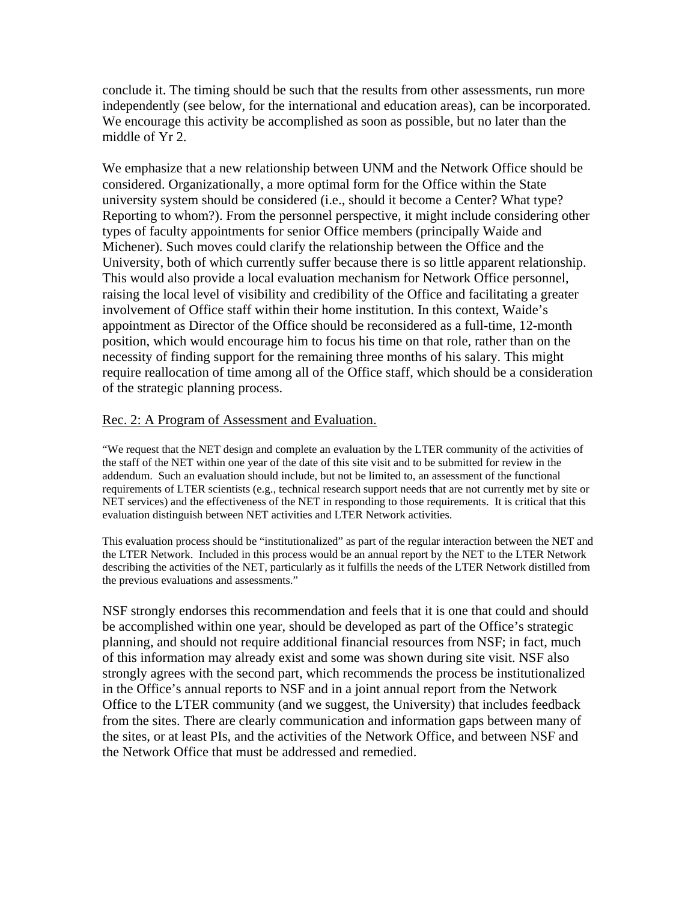conclude it. The timing should be such that the results from other assessments, run more independently (see below, for the international and education areas), can be incorporated. We encourage this activity be accomplished as soon as possible, but no later than the middle of Yr 2.

We emphasize that a new relationship between UNM and the Network Office should be considered. Organizationally, a more optimal form for the Office within the State university system should be considered (i.e., should it become a Center? What type? Reporting to whom?). From the personnel perspective, it might include considering other types of faculty appointments for senior Office members (principally Waide and Michener). Such moves could clarify the relationship between the Office and the University, both of which currently suffer because there is so little apparent relationship. This would also provide a local evaluation mechanism for Network Office personnel, raising the local level of visibility and credibility of the Office and facilitating a greater involvement of Office staff within their home institution. In this context, Waide's appointment as Director of the Office should be reconsidered as a full-time, 12-month position, which would encourage him to focus his time on that role, rather than on the necessity of finding support for the remaining three months of his salary. This might require reallocation of time among all of the Office staff, which should be a consideration of the strategic planning process.

<u>Rec. 2: A Program of Assessment and Evaluation.</u>

"We request that the NET design and complete an evaluation by the LTER community of the activities of the staff of the NET within one year of the date of this site visit and to be submitted for review in the addendum. Such an evaluation should include, but not be limited to, an assessment of the functional requirements of LTER scientists (e.g., technical research support needs that are not currently met by site or NET services) and the effectiveness of the NET in responding to those requirements. It is critical that this evaluation distinguish between NET activities and LTER Network activities.

This evaluation process should be "institutionalized" as part of the regular interaction between the NET and the LTER Network. Included in this process would be an annual report by the NET to the LTER Network describing the activities of the NET, particularly as it fulfills the needs of the LTER Network distilled from the previous evaluations and assessments."

NSF strongly endorses this recommendation and feels that it is one that could and should be accomplished within one year, should be developed as part of the Office's strategic planning, and should not require additional financial resources from NSF; in fact, much of this information may already exist and some was shown during site visit. NSF also strongly agrees with the second part, which recommends the process be institutionalized in the Office's annual reports to NSF and in a joint annual report from the Network Office to the LTER community (and we suggest, the University) that includes feedback from the sites. There are clearly communication and information gaps between many of the sites, or at least PIs, and the activities of the Network Office, and between NSF and the Network Office that must be addressed and remedied.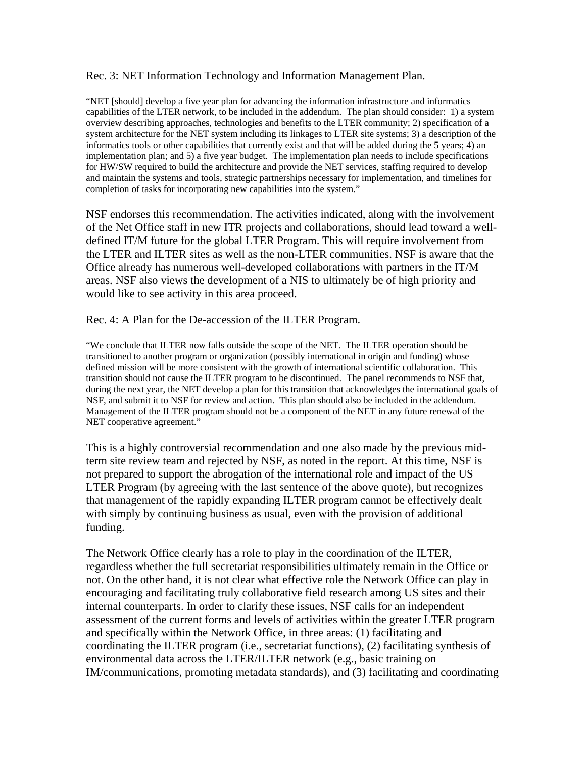Rec. 3: NET Information Technology and Information Management Plan.

"NET [should] develop a five year plan for advancing the information infrastructure and informatics capabilities of the LTER network, to be included in the addendum. The plan should consider: 1) a system overview describing approaches, technologies and benefits to the LTER community; 2) specification of a system architecture for the NET system including its linkages to LTER site systems; 3) a description of the informatics tools or other capabilities that currently exist and that will be added during the 5 years; 4) an implementation plan; and 5) a five year budget. The implementation plan needs to include specifications for HW/SW required to build the architecture and provide the NET services, staffing required to develop and maintain the systems and tools, strategic partnerships necessary for implementation, and timelines for completion of tasks for incorporating new capabilities into the system."

NSF endorses this recommendation. The activities indicated, along with the involvement of the Net Office staff in new ITR projects and collaborations, should lead toward a well-defined IT/M future for the global LTER Program. This will require involvement from the LTER and ILTER sites as well as the non-LTER communities. NSF is aware that the Office already has numerous well-developed collaborations with partners in the IT/M areas. NSF also views the development of a NIS to ultimately be of high priority and would like to see activity in this area proceed.

Rec. 4: A Plan for the De-accession of the ILTER Program.

"We conclude that ILTER now falls outside the scope of the NET. The ILTER operation should be transitioned to another program or organization (possibly international in origin and funding) whose defined mission will be more consistent with the growth of international scientific collaboration. This transition should not cause the ILTER program to be discontinued. The panel recommends to NSF that, during the next year, the NET develop a plan for this transition that acknowledges the international goals of NSF, and submit it to NSF for review and action. This plan should also be included in the addendum. Management of the ILTER program should not be a component of the NET in any future renewal of the NET cooperative agreement."

This is a highly controversial recommendation and one also made by the previous mid-term site review team and rejected by NSF, as noted in the report. At this time, NSF is not prepared to support the abrogation of the international role and impact of the US LTER Program (by agreeing with the last sentence of the above quote), but recognizes that management of the rapidly expanding ILTER program cannot be effectively dealt with simply by continuing business as usual, even with the provision of additional funding.

The Network Office clearly has a role to play in the coordination of the ILTER, regardless whether the full secretariat responsibilities ultimately remain in the Office or not. On the other hand, it is not clear what effective role the Network Office can play in encouraging and facilitating truly collaborative field research among US sites and their internal counterparts. In order to clarify these issues, NSF calls for an independent assessment of the current forms and levels of activities within the greater LTER program and specifically within the Network Office, in three areas: (1) facilitating and coordinating the ILTER program (i.e., secretariat functions), (2) facilitating synthesis of environmental data across the LTER/ILTER network (e.g., basic training on IM/communications, promoting metadata standards), and (3) facilitating and coordinating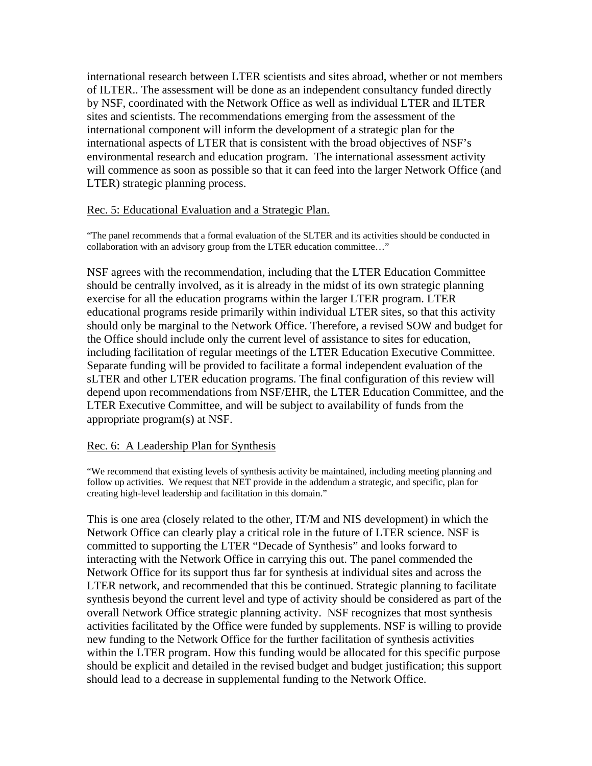international research between LTER scientists and sites abroad, whether or not members of ILTER.. The assessment will be done as an independent consultancy funded directly by NSF, coordinated with the Network Office as well as individual LTER and ILTER sites and scientists. The recommendations emerging from the assessment of the international component will inform the development of a strategic plan for the international aspects of LTER that is consistent with the broad objectives of NSF's environmental research and education program. The international assessment activity will commence as soon as possible so that it can feed into the larger Network Office (and LTER) strategic planning process.

Rec. 5: Educational Evaluation and a Strategic Plan.

"The panel recommends that a formal evaluation of the SLTER and its activities should be conducted in collaboration with an advisory group from the LTER education committee…"

NSF agrees with the recommendation, including that the LTER Education Committee should be centrally involved, as it is already in the midst of its own strategic planning exercise for all the education programs within the larger LTER program. LTER educational programs reside primarily within individual LTER sites, so that this activity should only be marginal to the Network Office. Therefore, a revised SOW and budget for the Office should include only the current level of assistance to sites for education, including facilitation of regular meetings of the LTER Education Executive Committee. Separate funding will be provided to facilitate a formal independent evaluation of the sLTER and other LTER education programs. The final configuration of this review will depend upon recommendations from NSF/EHR, the LTER Education Committee, and the LTER Executive Committee, and will be subject to availability of funds from the appropriate program(s) at NSF.

Rec. 6: A Leadership Plan for Synthesis

"We recommend that existing levels of synthesis activity be maintained, including meeting planning and follow up activities. We request that NET provide in the addendum a strategic, and specific, plan for creating high-level leadership and facilitation in this domain."

This is one area (closely related to the other, IT/M and NIS development) in which the Network Office can clearly play a critical role in the future of LTER science. NSF is committed to supporting the LTER "Decade of Synthesis" and looks forward to interacting with the Network Office in carrying this out. The panel commended the Network Office for its support thus far for synthesis at individual sites and across the LTER network, and recommended that this be continued. Strategic planning to facilitate synthesis beyond the current level and type of activity should be considered as part of the overall Network Office strategic planning activity. NSF recognizes that most synthesis activities facilitated by the Office were funded by supplements. NSF is willing to provide new funding to the Network Office for the further facilitation of synthesis activities within the LTER program. How this funding would be allocated for this specific purpose should be explicit and detailed in the revised budget and budget justification; this support should lead to a decrease in supplemental funding to the Network Office.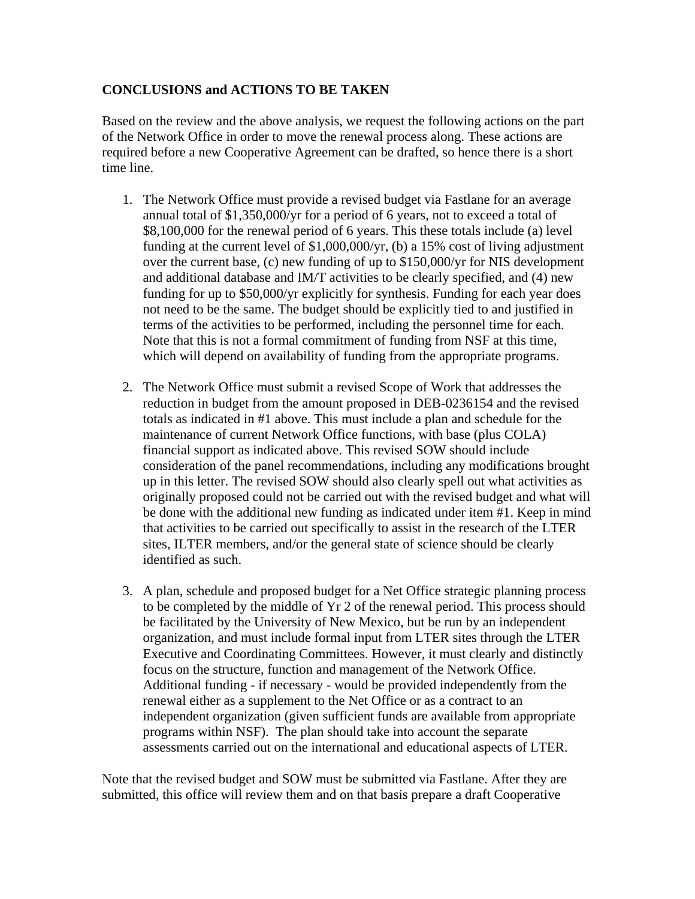**CONCLUSIONS and ACTIONS TO BE TAKEN**

Based on the review and the above analysis, we request the following actions on the part of the Network Office in order to move the renewal process along. These actions are required before a new Cooperative Agreement can be drafted, so hence there is a short time line.

1. The Network Office must provide a revised budget via Fastlane for an average annual total of $1,350,000/yr for a period of 6 years, not to exceed a total of $8,100,000 for the renewal period of 6 years. This these totals include (a) level funding at the current level of $1,000,000/yr, (b) a 15% cost of living adjustment over the current base, (c) new funding of up to $150,000/yr for NIS development and additional database and IM/T activities to be clearly specified, and (4) new funding for up to $50,000/yr explicitly for synthesis. Funding for each year does not need to be the same. The budget should be explicitly tied to and justified in terms of the activities to be performed, including the personnel time for each. Note that this is not a formal commitment of funding from NSF at this time, which will depend on availability of funding from the appropriate programs.

2. The Network Office must submit a revised Scope of Work that addresses the reduction in budget from the amount proposed in DEB-0236154 and the revised totals as indicated in #1 above. This must include a plan and schedule for the maintenance of current Network Office functions, with base (plus COLA) financial support as indicated above. This revised SOW should include consideration of the panel recommendations, including any modifications brought up in this letter. The revised SOW should also clearly spell out what activities as originally proposed could not be carried out with the revised budget and what will be done with the additional new funding as indicated under item #1. Keep in mind that activities to be carried out specifically to assist in the research of the LTER sites, ILTER members, and/or the general state of science should be clearly identified as such.

3. A plan, schedule and proposed budget for a Net Office strategic planning process to be completed by the middle of Yr 2 of the renewal period. This process should be facilitated by the University of New Mexico, but be run by an independent organization, and must include formal input from LTER sites through the LTER Executive and Coordinating Committees. However, it must clearly and distinctly focus on the structure, function and management of the Network Office. Additional funding - if necessary - would be provided independently from the renewal either as a supplement to the Net Office or as a contract to an independent organization (given sufficient funds are available from appropriate programs within NSF). The plan should take into account the separate assessments carried out on the international and educational aspects of LTER.

Note that the revised budget and SOW must be submitted via Fastlane. After they are submitted, this office will review them and on that basis prepare a draft Cooperative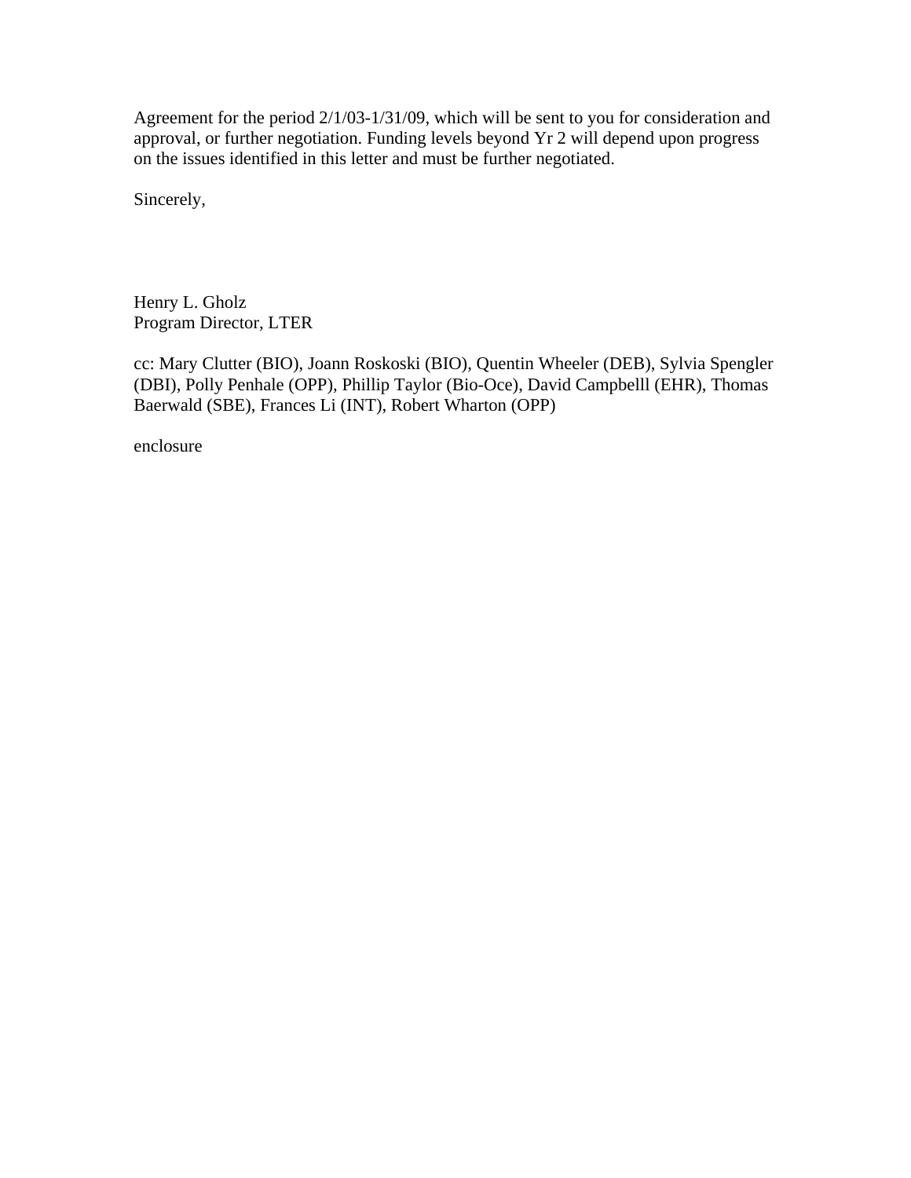Agreement for the period 2/1/03-1/31/09, which will be sent to you for consideration and approval, or further negotiation. Funding levels beyond Yr 2 will depend upon progress on the issues identified in this letter and must be further negotiated.

Sincerely,

Henry L. Gholz
Program Director, LTER

cc: Mary Clutter (BIO), Joann Roskoski (BIO), Quentin Wheeler (DEB), Sylvia Spengler (DBI), Polly Penhale (OPP), Phillip Taylor (Bio-Oce), David Campbelll (EHR), Thomas Baerwald (SBE), Frances Li (INT), Robert Wharton (OPP)

enclosure